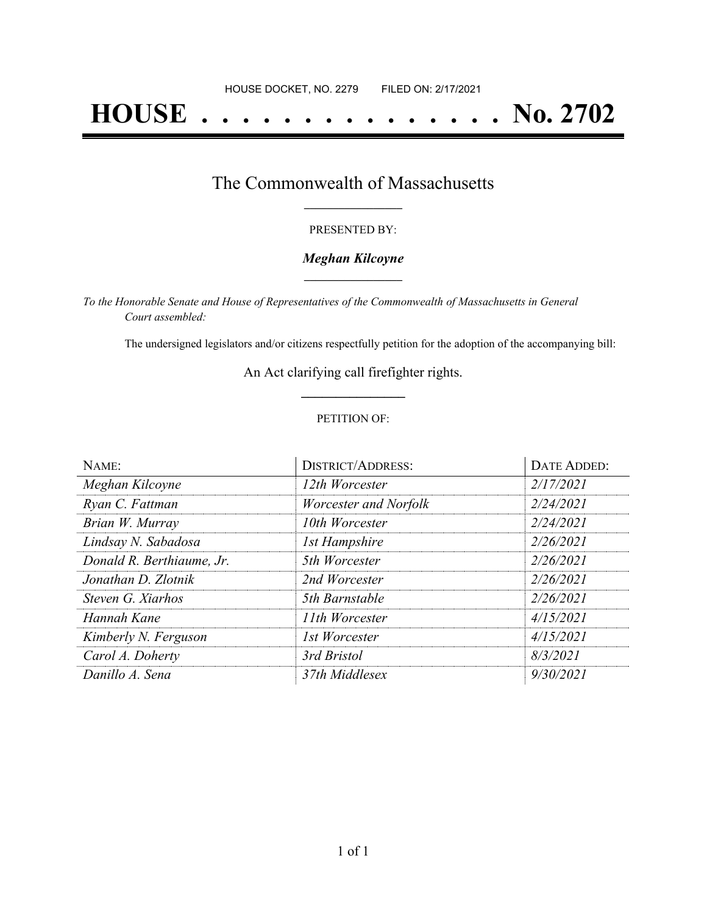HOUSE DOCKET, NO. 2279 FILED ON: 2/17/2021

# HOUSE . . . . . . . . . . . . . . . No. 2702

## The Commonwealth of Massachusetts

PRESENTED BY:

***Meghan Kilcoyne***

*To the Honorable Senate and House of Representatives of the Commonwealth of Massachusetts in General Court assembled:*

The undersigned legislators and/or citizens respectfully petition for the adoption of the accompanying bill:

An Act clarifying call firefighter rights.

PETITION OF:

| NAME: | DISTRICT/ADDRESS: | DATE ADDED: |
|---|---|---|
| *Meghan Kilcoyne* | *12th Worcester* | *2/17/2021* |
| *Ryan C. Fattman* | *Worcester and Norfolk* | *2/24/2021* |
| *Brian W. Murray* | *10th Worcester* | *2/24/2021* |
| *Lindsay N. Sabadosa* | *1st Hampshire* | *2/26/2021* |
| *Donald R. Berthiaume, Jr.* | *5th Worcester* | *2/26/2021* |
| *Jonathan D. Zlotnik* | *2nd Worcester* | *2/26/2021* |
| *Steven G. Xiarhos* | *5th Barnstable* | *2/26/2021* |
| *Hannah Kane* | *11th Worcester* | *4/15/2021* |
| *Kimberly N. Ferguson* | *1st Worcester* | *4/15/2021* |
| *Carol A. Doherty* | *3rd Bristol* | *8/3/2021* |
| *Danillo A. Sena* | *37th Middlesex* | *9/30/2021* |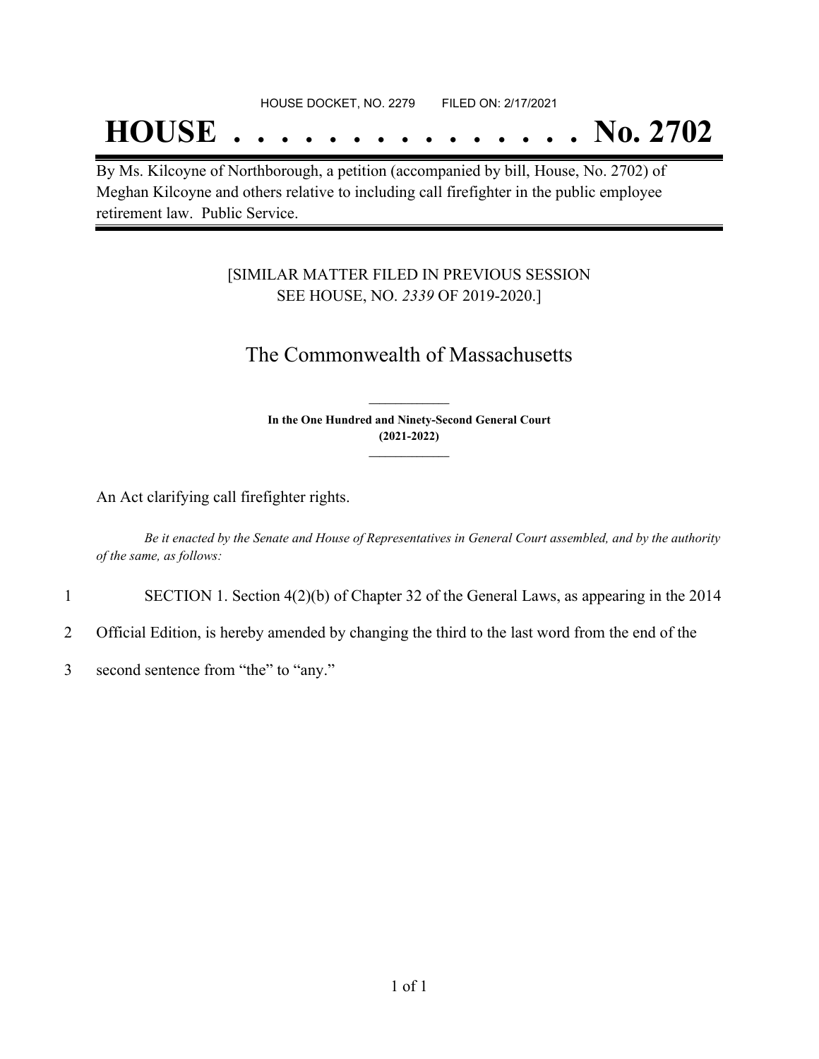HOUSE DOCKET, NO. 2279 FILED ON: 2/17/2021

# HOUSE . . . . . . . . . . . . . . . No. 2702

By Ms. Kilcoyne of Northborough, a petition (accompanied by bill, House, No. 2702) of Meghan Kilcoyne and others relative to including call firefighter in the public employee retirement law. Public Service.

[SIMILAR MATTER FILED IN PREVIOUS SESSION SEE HOUSE, NO. *2339* OF 2019-2020.]

## The Commonwealth of Massachusetts

**In the One Hundred and Ninety-Second General Court (2021-2022)**

An Act clarifying call firefighter rights.

*Be it enacted by the Senate and House of Representatives in General Court assembled, and by the authority of the same, as follows:*

1 SECTION 1. Section 4(2)(b) of Chapter 32 of the General Laws, as appearing in the 2014
2 Official Edition, is hereby amended by changing the third to the last word from the end of the
3 second sentence from "the" to "any."